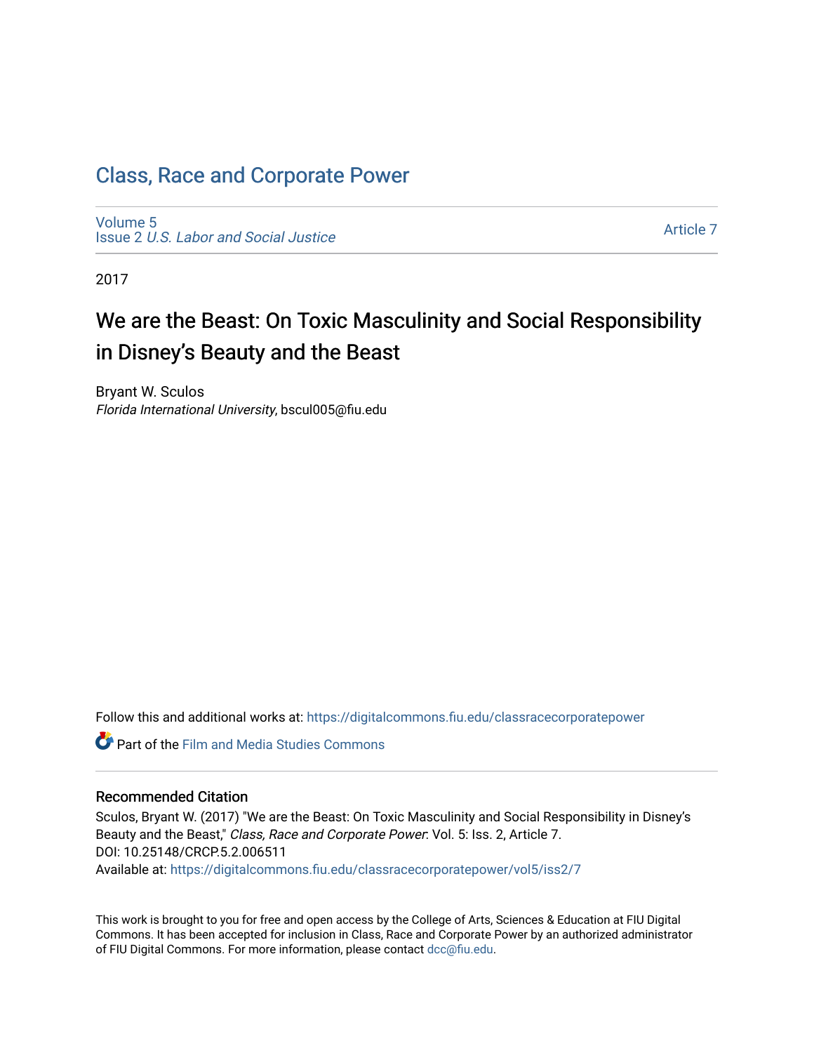# Class, Race and Corporate Power

Volume 5
Issue 2 *U.S. Labor and Social Justice*

Article 7

2017

## We are the Beast: On Toxic Masculinity and Social Responsibility in Disney's Beauty and the Beast

Bryant W. Sculos
*Florida International University*, bscul005@fiu.edu

Follow this and additional works at: https://digitalcommons.fiu.edu/classracecorporatepower

Part of the Film and Media Studies Commons

### Recommended Citation

Sculos, Bryant W. (2017) "We are the Beast: On Toxic Masculinity and Social Responsibility in Disney's Beauty and the Beast," *Class, Race and Corporate Power*: Vol. 5: Iss. 2, Article 7.
DOI: 10.25148/CRCP.5.2.006511
Available at: https://digitalcommons.fiu.edu/classracecorporatepower/vol5/iss2/7

This work is brought to you for free and open access by the College of Arts, Sciences & Education at FIU Digital Commons. It has been accepted for inclusion in Class, Race and Corporate Power by an authorized administrator of FIU Digital Commons. For more information, please contact dcc@fiu.edu.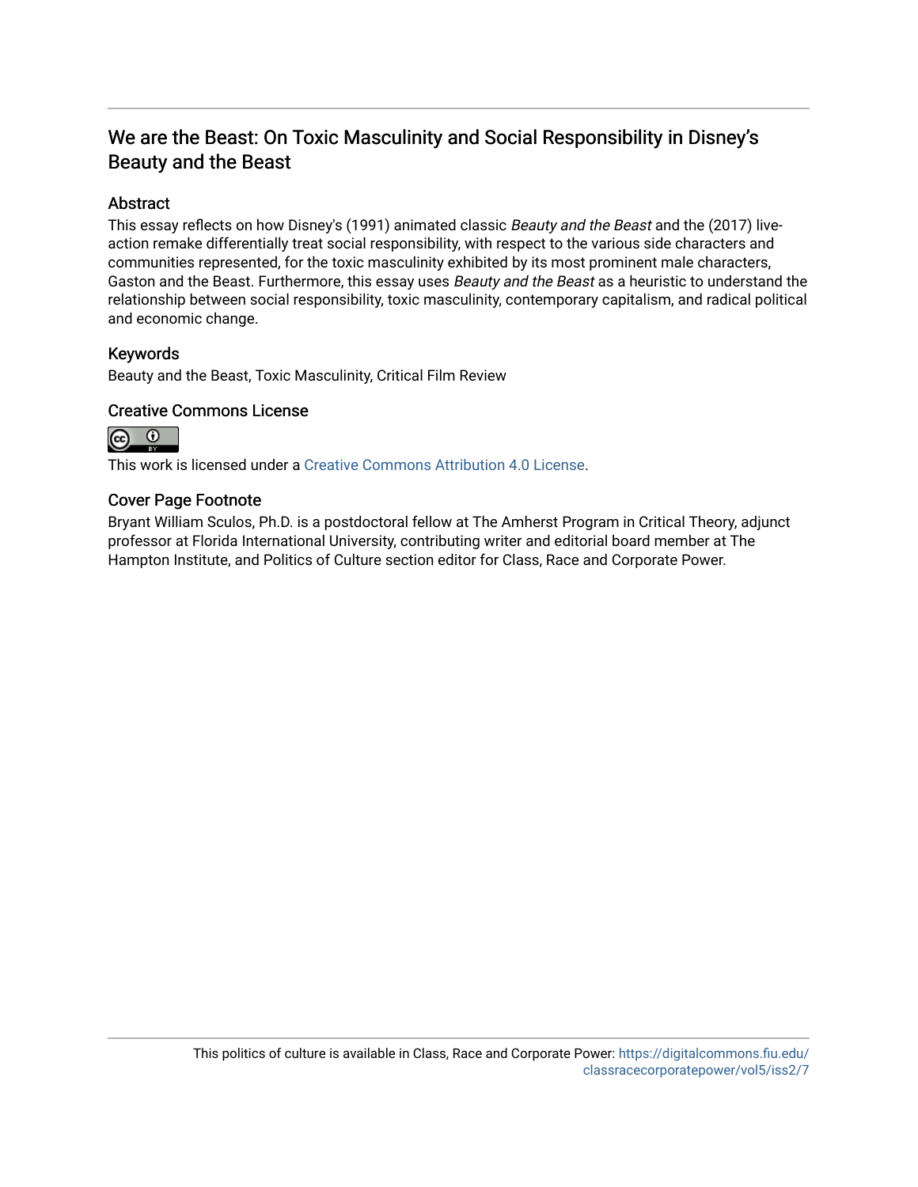# We are the Beast: On Toxic Masculinity and Social Responsibility in Disney's Beauty and the Beast

## Abstract

This essay reflects on how Disney's (1991) animated classic *Beauty and the Beast* and the (2017) live-action remake differentially treat social responsibility, with respect to the various side characters and communities represented, for the toxic masculinity exhibited by its most prominent male characters, Gaston and the Beast. Furthermore, this essay uses *Beauty and the Beast* as a heuristic to understand the relationship between social responsibility, toxic masculinity, contemporary capitalism, and radical political and economic change.

## Keywords

Beauty and the Beast, Toxic Masculinity, Critical Film Review

## Creative Commons License

This work is licensed under a Creative Commons Attribution 4.0 License.

## Cover Page Footnote

Bryant William Sculos, Ph.D. is a postdoctoral fellow at The Amherst Program in Critical Theory, adjunct professor at Florida International University, contributing writer and editorial board member at The Hampton Institute, and Politics of Culture section editor for Class, Race and Corporate Power.

This politics of culture is available in Class, Race and Corporate Power: https://digitalcommons.fiu.edu/classracecorporatepower/vol5/iss2/7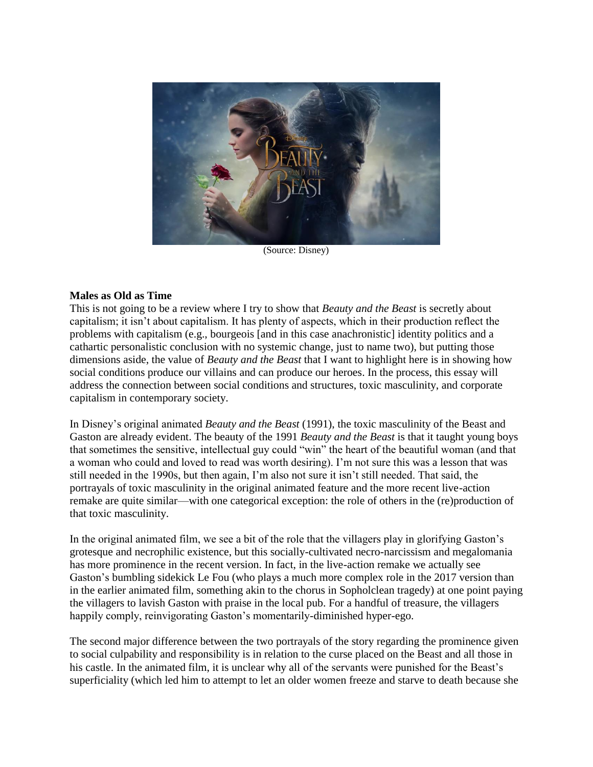(Source: Disney)

**Males as Old as Time**

This is not going to be a review where I try to show that *Beauty and the Beast* is secretly about capitalism; it isn't about capitalism. It has plenty of aspects, which in their production reflect the problems with capitalism (e.g., bourgeois [and in this case anachronistic] identity politics and a cathartic personalistic conclusion with no systemic change, just to name two), but putting those dimensions aside, the value of *Beauty and the Beast* that I want to highlight here is in showing how social conditions produce our villains and can produce our heroes. In the process, this essay will address the connection between social conditions and structures, toxic masculinity, and corporate capitalism in contemporary society.

In Disney's original animated *Beauty and the Beast* (1991), the toxic masculinity of the Beast and Gaston are already evident. The beauty of the 1991 *Beauty and the Beast* is that it taught young boys that sometimes the sensitive, intellectual guy could "win" the heart of the beautiful woman (and that a woman who could and loved to read was worth desiring). I'm not sure this was a lesson that was still needed in the 1990s, but then again, I'm also not sure it isn't still needed. That said, the portrayals of toxic masculinity in the original animated feature and the more recent live-action remake are quite similar—with one categorical exception: the role of others in the (re)production of that toxic masculinity.

In the original animated film, we see a bit of the role that the villagers play in glorifying Gaston's grotesque and necrophilic existence, but this socially-cultivated necro-narcissism and megalomania has more prominence in the recent version. In fact, in the live-action remake we actually see Gaston's bumbling sidekick Le Fou (who plays a much more complex role in the 2017 version than in the earlier animated film, something akin to the chorus in Sopholclean tragedy) at one point paying the villagers to lavish Gaston with praise in the local pub. For a handful of treasure, the villagers happily comply, reinvigorating Gaston's momentarily-diminished hyper-ego.

The second major difference between the two portrayals of the story regarding the prominence given to social culpability and responsibility is in relation to the curse placed on the Beast and all those in his castle. In the animated film, it is unclear why all of the servants were punished for the Beast's superficiality (which led him to attempt to let an older women freeze and starve to death because she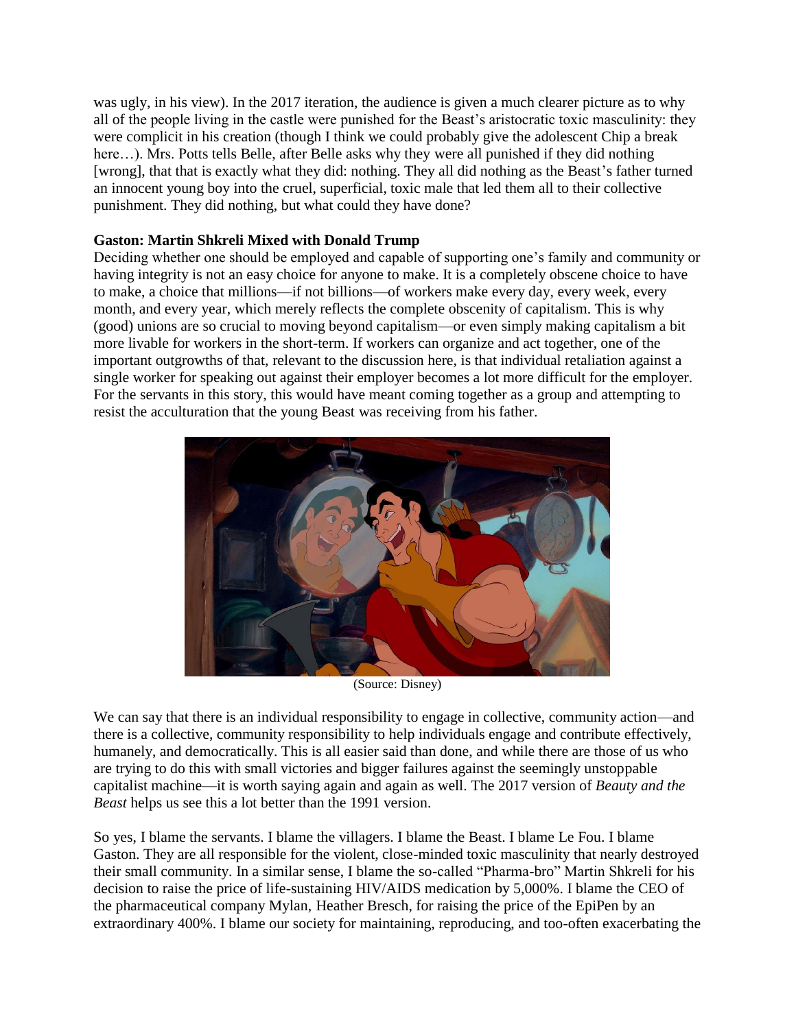was ugly, in his view). In the 2017 iteration, the audience is given a much clearer picture as to why all of the people living in the castle were punished for the Beast's aristocratic toxic masculinity: they were complicit in his creation (though I think we could probably give the adolescent Chip a break here…). Mrs. Potts tells Belle, after Belle asks why they were all punished if they did nothing [wrong], that that is exactly what they did: nothing. They all did nothing as the Beast's father turned an innocent young boy into the cruel, superficial, toxic male that led them all to their collective punishment. They did nothing, but what could they have done?

**Gaston: Martin Shkreli Mixed with Donald Trump**

Deciding whether one should be employed and capable of supporting one's family and community or having integrity is not an easy choice for anyone to make. It is a completely obscene choice to have to make, a choice that millions—if not billions—of workers make every day, every week, every month, and every year, which merely reflects the complete obscenity of capitalism. This is why (good) unions are so crucial to moving beyond capitalism—or even simply making capitalism a bit more livable for workers in the short-term. If workers can organize and act together, one of the important outgrowths of that, relevant to the discussion here, is that individual retaliation against a single worker for speaking out against their employer becomes a lot more difficult for the employer. For the servants in this story, this would have meant coming together as a group and attempting to resist the acculturation that the young Beast was receiving from his father.

(Source: Disney)

We can say that there is an individual responsibility to engage in collective, community action—and there is a collective, community responsibility to help individuals engage and contribute effectively, humanely, and democratically. This is all easier said than done, and while there are those of us who are trying to do this with small victories and bigger failures against the seemingly unstoppable capitalist machine—it is worth saying again and again as well. The 2017 version of *Beauty and the Beast* helps us see this a lot better than the 1991 version.

So yes, I blame the servants. I blame the villagers. I blame the Beast. I blame Le Fou. I blame Gaston. They are all responsible for the violent, close-minded toxic masculinity that nearly destroyed their small community. In a similar sense, I blame the so-called "Pharma-bro" Martin Shkreli for his decision to raise the price of life-sustaining HIV/AIDS medication by 5,000%. I blame the CEO of the pharmaceutical company Mylan, Heather Bresch, for raising the price of the EpiPen by an extraordinary 400%. I blame our society for maintaining, reproducing, and too-often exacerbating the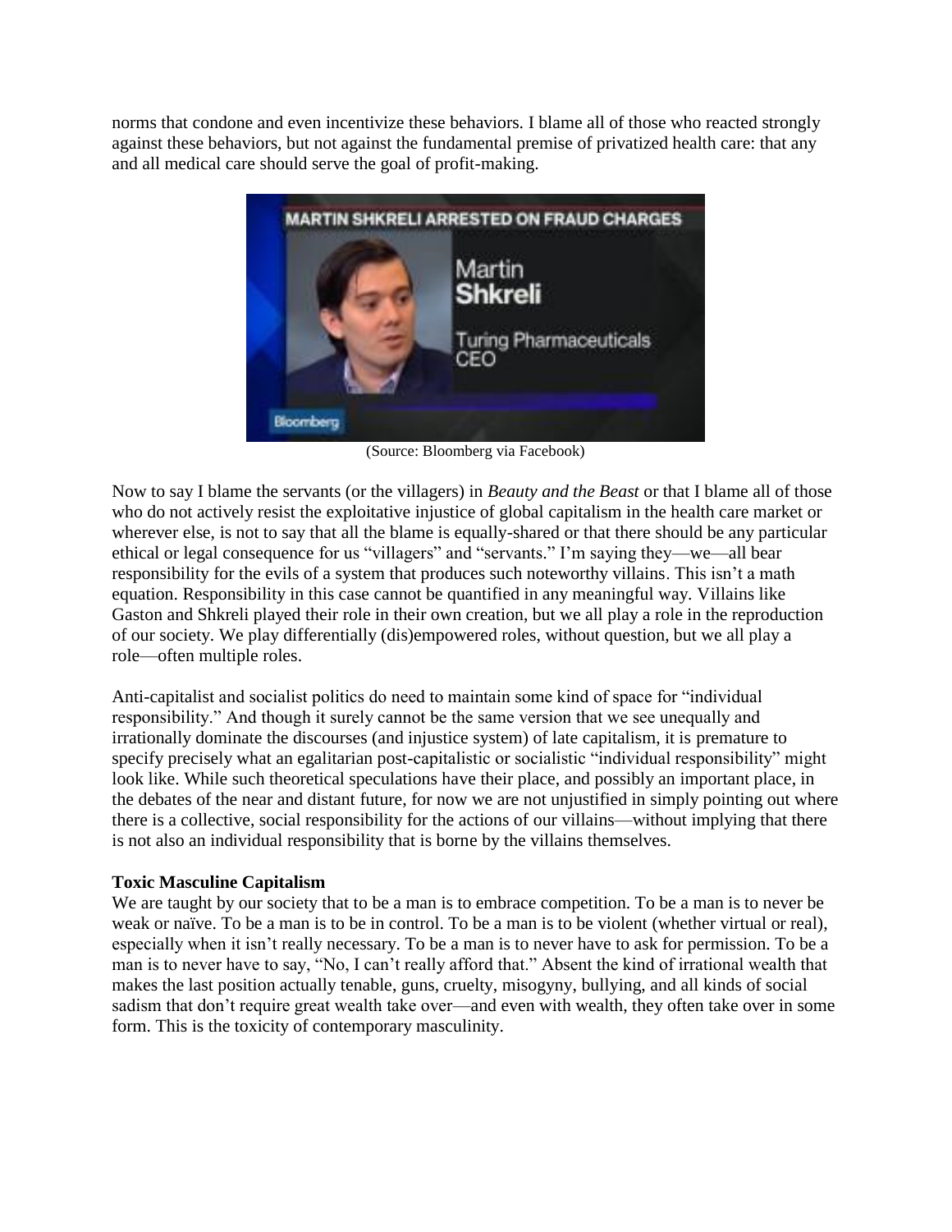norms that condone and even incentivize these behaviors. I blame all of those who reacted strongly against these behaviors, but not against the fundamental premise of privatized health care: that any and all medical care should serve the goal of profit-making.

(Source: Bloomberg via Facebook)

Now to say I blame the servants (or the villagers) in *Beauty and the Beast* or that I blame all of those who do not actively resist the exploitative injustice of global capitalism in the health care market or wherever else, is not to say that all the blame is equally-shared or that there should be any particular ethical or legal consequence for us "villagers" and "servants." I'm saying they—we—all bear responsibility for the evils of a system that produces such noteworthy villains. This isn't a math equation. Responsibility in this case cannot be quantified in any meaningful way. Villains like Gaston and Shkreli played their role in their own creation, but we all play a role in the reproduction of our society. We play differentially (dis)empowered roles, without question, but we all play a role—often multiple roles.

Anti-capitalist and socialist politics do need to maintain some kind of space for "individual responsibility." And though it surely cannot be the same version that we see unequally and irrationally dominate the discourses (and injustice system) of late capitalism, it is premature to specify precisely what an egalitarian post-capitalistic or socialistic "individual responsibility" might look like. While such theoretical speculations have their place, and possibly an important place, in the debates of the near and distant future, for now we are not unjustified in simply pointing out where there is a collective, social responsibility for the actions of our villains—without implying that there is not also an individual responsibility that is borne by the villains themselves.

**Toxic Masculine Capitalism**

We are taught by our society that to be a man is to embrace competition. To be a man is to never be weak or naïve. To be a man is to be in control. To be a man is to be violent (whether virtual or real), especially when it isn't really necessary. To be a man is to never have to ask for permission. To be a man is to never have to say, "No, I can't really afford that." Absent the kind of irrational wealth that makes the last position actually tenable, guns, cruelty, misogyny, bullying, and all kinds of social sadism that don't require great wealth take over—and even with wealth, they often take over in some form. This is the toxicity of contemporary masculinity.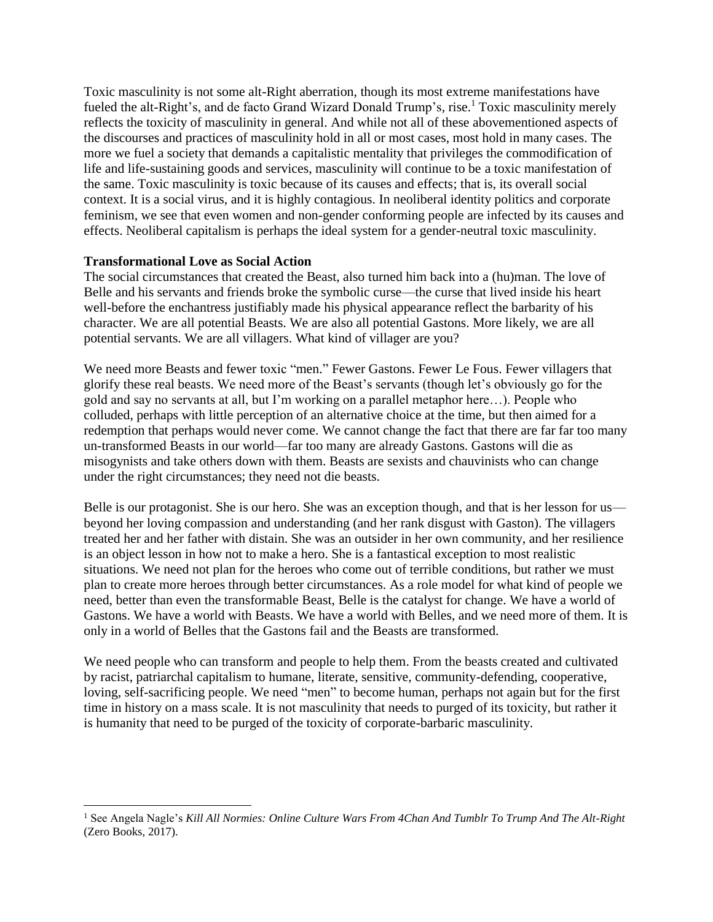Toxic masculinity is not some alt-Right aberration, though its most extreme manifestations have fueled the alt-Right's, and de facto Grand Wizard Donald Trump's, rise.[1] Toxic masculinity merely reflects the toxicity of masculinity in general. And while not all of these abovementioned aspects of the discourses and practices of masculinity hold in all or most cases, most hold in many cases. The more we fuel a society that demands a capitalistic mentality that privileges the commodification of life and life-sustaining goods and services, masculinity will continue to be a toxic manifestation of the same. Toxic masculinity is toxic because of its causes and effects; that is, its overall social context. It is a social virus, and it is highly contagious. In neoliberal identity politics and corporate feminism, we see that even women and non-gender conforming people are infected by its causes and effects. Neoliberal capitalism is perhaps the ideal system for a gender-neutral toxic masculinity.

**Transformational Love as Social Action**

The social circumstances that created the Beast, also turned him back into a (hu)man. The love of Belle and his servants and friends broke the symbolic curse—the curse that lived inside his heart well-before the enchantress justifiably made his physical appearance reflect the barbarity of his character. We are all potential Beasts. We are also all potential Gastons. More likely, we are all potential servants. We are all villagers. What kind of villager are you?

We need more Beasts and fewer toxic "men." Fewer Gastons. Fewer Le Fous. Fewer villagers that glorify these real beasts. We need more of the Beast's servants (though let's obviously go for the gold and say no servants at all, but I'm working on a parallel metaphor here…). People who colluded, perhaps with little perception of an alternative choice at the time, but then aimed for a redemption that perhaps would never come. We cannot change the fact that there are far far too many un-transformed Beasts in our world—far too many are already Gastons. Gastons will die as misogynists and take others down with them. Beasts are sexists and chauvinists who can change under the right circumstances; they need not die beasts.

Belle is our protagonist. She is our hero. She was an exception though, and that is her lesson for us—beyond her loving compassion and understanding (and her rank disgust with Gaston). The villagers treated her and her father with distain. She was an outsider in her own community, and her resilience is an object lesson in how not to make a hero. She is a fantastical exception to most realistic situations. We need not plan for the heroes who come out of terrible conditions, but rather we must plan to create more heroes through better circumstances. As a role model for what kind of people we need, better than even the transformable Beast, Belle is the catalyst for change. We have a world of Gastons. We have a world with Beasts. We have a world with Belles, and we need more of them. It is only in a world of Belles that the Gastons fail and the Beasts are transformed.

We need people who can transform and people to help them. From the beasts created and cultivated by racist, patriarchal capitalism to humane, literate, sensitive, community-defending, cooperative, loving, self-sacrificing people. We need "men" to become human, perhaps not again but for the first time in history on a mass scale. It is not masculinity that needs to purged of its toxicity, but rather it is humanity that need to be purged of the toxicity of corporate-barbaric masculinity.

---

[1] See Angela Nagle's *Kill All Normies: Online Culture Wars From 4Chan And Tumblr To Trump And The Alt-Right* (Zero Books, 2017).